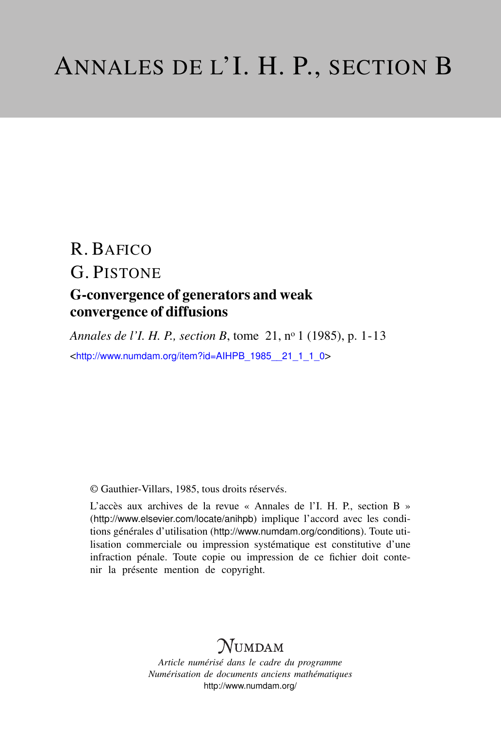# ANNALES DE L'I. H. P., SECTION B

R. BAFICO

G. PISTONE

## G-convergence of generators and weak convergence of diffusions

*Annales de l'I. H. P., section B*, tome 21, n° 1 (1985), p. 1-13

<http://www.numdam.org/item?id=AIHPB_1985__21_1_1_0>

© Gauthier-Villars, 1985, tous droits réservés.

L'accès aux archives de la revue « Annales de l'I. H. P., section B » (http://www.elsevier.com/locate/anihpb) implique l'accord avec les conditions générales d'utilisation (http://www.numdam.org/conditions). Toute utilisation commerciale ou impression systématique est constitutive d'une infraction pénale. Toute copie ou impression de ce fichier doit contenir la présente mention de copyright.

NUMDAM

*Article numérisé dans le cadre du programme*
*Numérisation de documents anciens mathématiques*
http://www.numdam.org/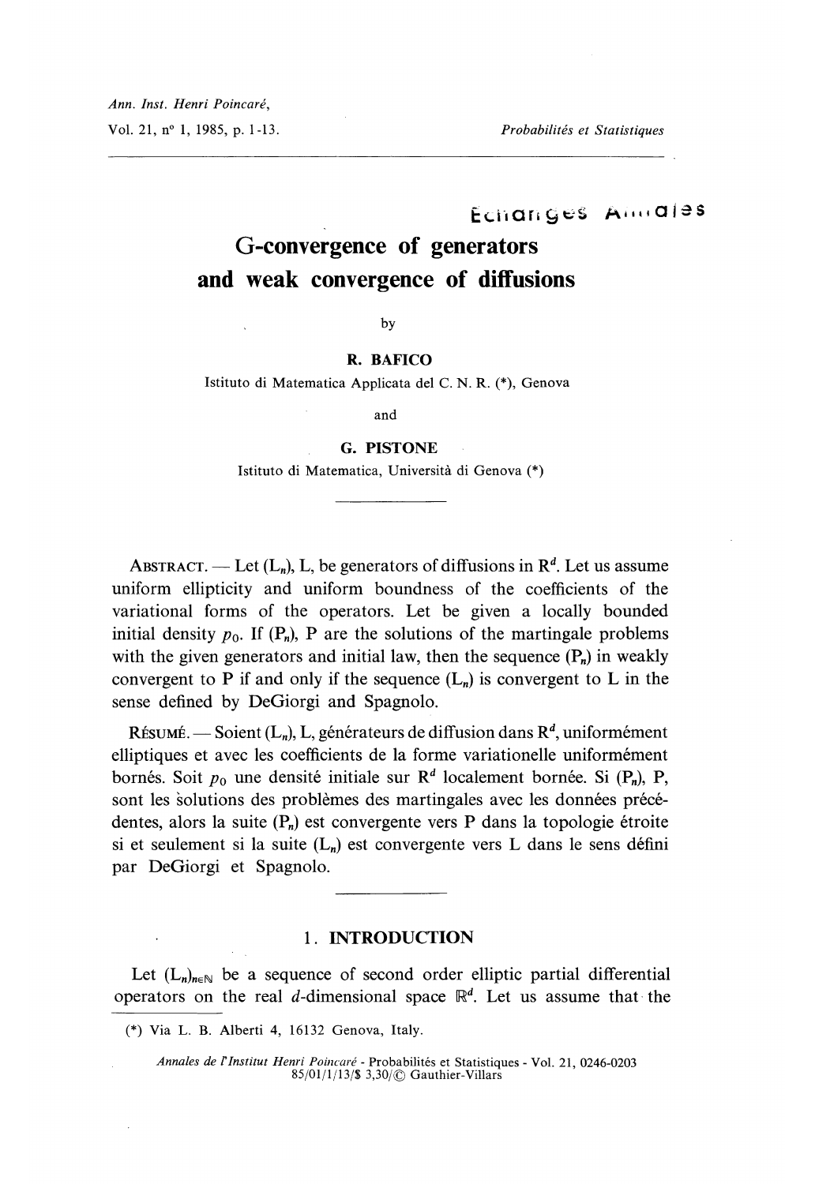Échanges Annales

# G-convergence of generators and weak convergence of diffusions

by

**R. BAFICO**

Istituto di Matematica Applicata del C. N. R. (*), Genova

and

**G. PISTONE**

Istituto di Matematica, Università di Genova (*)

---

ABSTRACT. — Let $(L_n)$, L, be generators of diffusions in $R^d$. Let us assume uniform ellipticity and uniform boundness of the coefficients of the variational forms of the operators. Let be given a locally bounded initial density $p_0$. If $(P_n)$, P are the solutions of the martingale problems with the given generators and initial law, then the sequence $(P_n)$ in weakly convergent to P if and only if the sequence $(L_n)$ is convergent to L in the sense defined by DeGiorgi and Spagnolo.

RÉSUMÉ. — Soient $(L_n)$, L, générateurs de diffusion dans $R^d$, uniformément elliptiques et avec les coefficients de la forme variationelle uniformément bornés. Soit $p_0$ une densité initiale sur $R^d$ localement bornée. Si $(P_n)$, P, sont les solutions des problèmes des martingales avec les données précédentes, alors la suite $(P_n)$ est convergente vers P dans la topologie étroite si et seulement si la suite $(L_n)$ est convergente vers L dans le sens défini par DeGiorgi et Spagnolo.

---

## 1. INTRODUCTION

Let $(L_n)_{n \in \mathbb{N}}$ be a sequence of second order elliptic partial differential operators on the real $d$-dimensional space $\mathbb{R}^d$. Let us assume that the

(*) Via L. B. Alberti 4, 16132 Genova, Italy.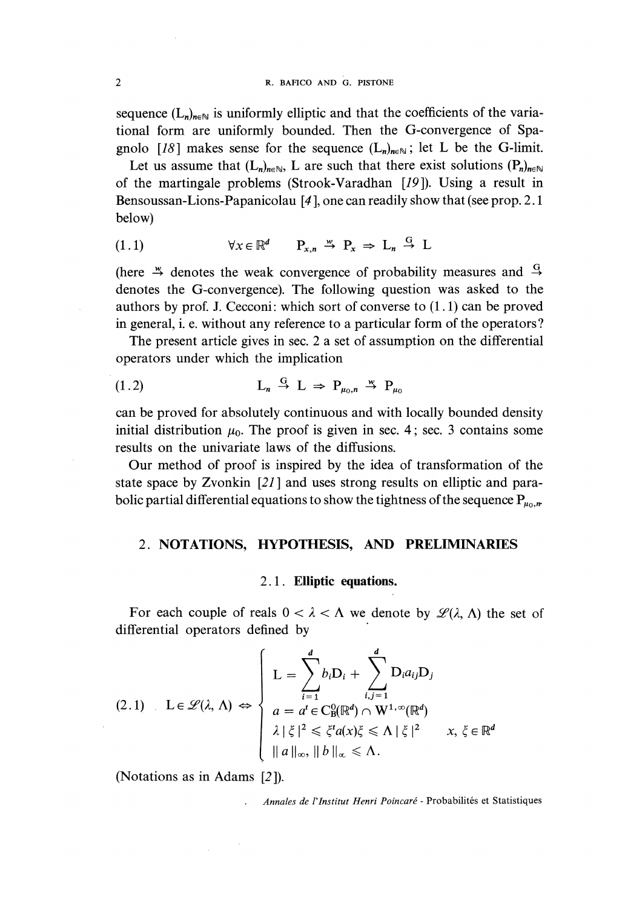sequence $(L_n)_{n\in\mathbb{N}}$ is uniformly elliptic and that the coefficients of the variational form are uniformly bounded. Then the G-convergence of Spagnolo [18] makes sense for the sequence $(L_n)_{n\in\mathbb{N}}$; let L be the G-limit.

Let us assume that $(L_n)_{n\in\mathbb{N}}$, L are such that there exist solutions $(P_n)_{n\in\mathbb{N}}$ of the martingale problems (Strook-Varadhan [19]). Using a result in Bensoussan-Lions-Papanicolau [4], one can readily show that (see prop. 2.1 below)

$$\forall x \in \mathbb{R}^d \qquad P_{x,n} \overset{w}{\to} P_x \Rightarrow L_n \overset{G}{\to} L \tag{1.1}$$

(here $\overset{w}{\to}$ denotes the weak convergence of probability measures and $\overset{G}{\to}$ denotes the G-convergence). The following question was asked to the authors by prof. J. Cecconi: which sort of converse to (1.1) can be proved in general, i. e. without any reference to a particular form of the operators?

The present article gives in sec. 2 a set of assumption on the differential operators under which the implication

$$L_n \overset{G}{\to} L \Rightarrow P_{\mu_0,n} \overset{w}{\to} P_{\mu_0} \tag{1.2}$$

can be proved for absolutely continuous and with locally bounded density initial distribution $\mu_0$. The proof is given in sec. 4; sec. 3 contains some results on the univariate laws of the diffusions.

Our method of proof is inspired by the idea of transformation of the state space by Zvonkin [21] and uses strong results on elliptic and parabolic partial differential equations to show the tightness of the sequence $P_{\mu_0,n}$.

## 2. NOTATIONS, HYPOTHESIS, AND PRELIMINARIES

### 2.1. Elliptic equations.

For each couple of reals $0 < \lambda < \Lambda$ we denote by $\mathscr{L}(\lambda, \Lambda)$ the set of differential operators defined by

$$L \in \mathscr{L}(\lambda, \Lambda) \Leftrightarrow \begin{cases} L = \displaystyle\sum_{i=1}^{d} b_i D_i + \sum_{i,j=1}^{d} D_i a_{ij} D_j \\ a = a^t \in C_B^0(\mathbb{R}^d) \cap W^{1,\infty}(\mathbb{R}^d) \\ \lambda \,|\, \xi \,|^2 \leqslant \xi^t a(x) \xi \leqslant \Lambda \,|\, \xi \,|^2 \qquad x, \xi \in \mathbb{R}^d \\ \|\, a \,\|_\infty, \|\, b \,\|_\infty \leqslant \Lambda . \end{cases} \tag{2.1}$$

(Notations as in Adams [2]).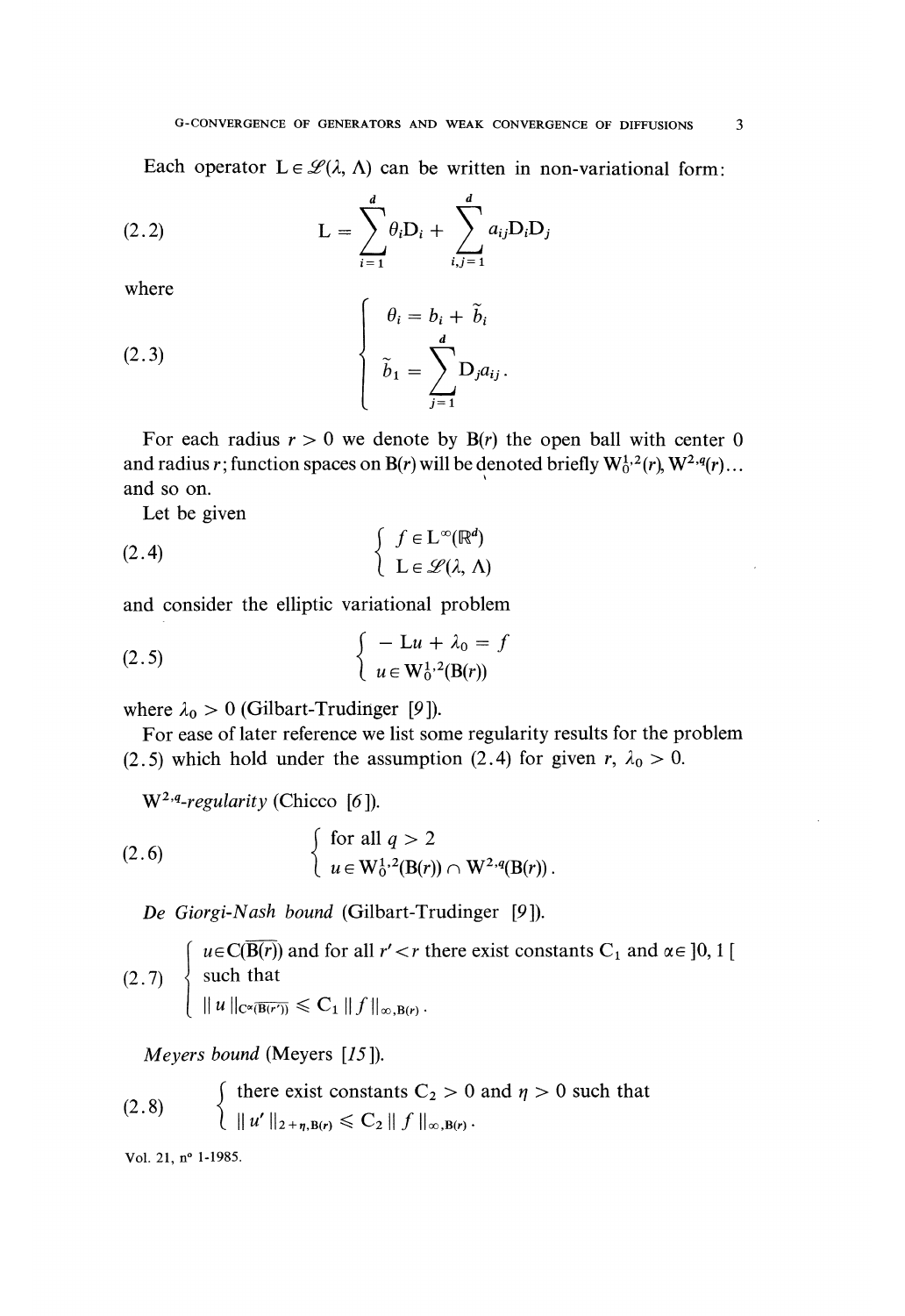Each operator $L \in \mathscr{L}(\lambda, \Lambda)$ can be written in non-variational form:

$$L = \sum_{i=1}^{d} \theta_i D_i + \sum_{i,j=1}^{d} a_{ij} D_i D_j \tag{2.2}$$

where

$$\begin{cases} \theta_i = b_i + \tilde{b}_i \\ \tilde{b}_1 = \displaystyle\sum_{j=1}^{d} D_j a_{ij} . \end{cases} \tag{2.3}$$

For each radius $r > 0$ we denote by $B(r)$ the open ball with center 0 and radius $r$; function spaces on $B(r)$ will be denoted briefly $W_0^{1,2}(r)$, $W^{2,q}(r)$... and so on.

Let be given

$$\begin{cases} f \in L^\infty(\mathbb{R}^d) \\ L \in \mathscr{L}(\lambda, \Lambda) \end{cases} \tag{2.4}$$

and consider the elliptic variational problem

$$\begin{cases} - Lu + \lambda_0 = f \\ u \in W_0^{1,2}(B(r)) \end{cases} \tag{2.5}$$

where $\lambda_0 > 0$ (Gilbart-Trudinger [9]).

For ease of later reference we list some regularity results for the problem (2.5) which hold under the assumption (2.4) for given $r$, $\lambda_0 > 0$.

$W^{2,q}$*-regularity* (Chicco [6]).

$$\begin{cases} \text{for all } q > 2 \\ u \in W_0^{1,2}(B(r)) \cap W^{2,q}(B(r)) . \end{cases} \tag{2.6}$$

*De Giorgi-Nash bound* (Gilbart-Trudinger [9]).

$$\begin{cases} u \in C(\overline{B(r)}) \text{ and for all } r' < r \text{ there exist constants } C_1 \text{ and } \alpha \in ]0, 1[ \\ \text{such that} \\ \| u \|_{C^\alpha(\overline{B(r')})} \leqslant C_1 \| f \|_{\infty, B(r)} . \end{cases} \tag{2.7}$$

*Meyers bound* (Meyers [15]).

$$\begin{cases} \text{there exist constants } C_2 > 0 \text{ and } \eta > 0 \text{ such that} \\ \| u' \|_{2+\eta, B(r)} \leqslant C_2 \| f \|_{\infty, B(r)} . \end{cases} \tag{2.8}$$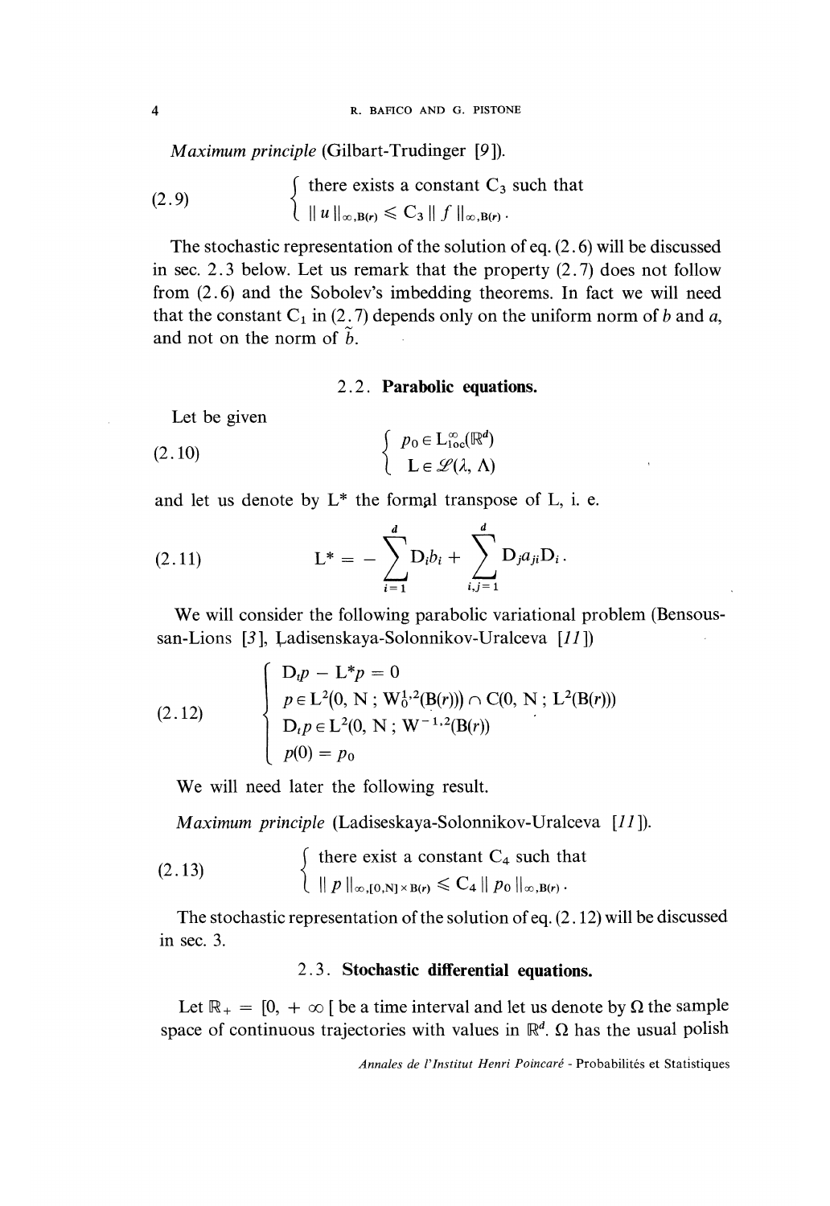*Maximum principle* (Gilbart-Trudinger [9]).

$$
(2.9) \qquad \begin{cases} \text{there exists a constant } C_3 \text{ such that} \\ \| u \|_{\infty, B(r)} \leqslant C_3 \| f \|_{\infty, B(r)} . \end{cases}
$$

The stochastic representation of the solution of eq. (2.6) will be discussed in sec. 2.3 below. Let us remark that the property (2.7) does not follow from (2.6) and the Sobolev's imbedding theorems. In fact we will need that the constant $C_1$ in (2.7) depends only on the uniform norm of $b$ and $a$, and not on the norm of $\tilde{b}$.

## 2.2. Parabolic equations.

Let be given

$$
(2.10) \qquad \begin{cases} p_0 \in L^{\infty}_{loc}(\mathbb{R}^d) \\ L \in \mathscr{L}(\lambda, \Lambda) \end{cases}
$$

and let us denote by $L^*$ the formal transpose of L, i. e.

$$
(2.11) \qquad L^* = - \sum_{i=1}^{d} D_i b_i + \sum_{i,j=1}^{d} D_j a_{ji} D_i .
$$

We will consider the following parabolic variational problem (Bensoussan-Lions [3], Ladisenskaya-Solonnikov-Uralceva [11])

$$
(2.12) \qquad \begin{cases} D_t p - L^* p = 0 \\ p \in L^2(0, N ; W_0^{1,2}(B(r))) \cap C(0, N ; L^2(B(r))) \\ D_t p \in L^2(0, N ; W^{-1,2}(B(r)) \\ p(0) = p_0 \end{cases}
$$

We will need later the following result.

*Maximum principle* (Ladiseskaya-Solonnikov-Uralceva [11]).

$$
(2.13) \qquad \begin{cases} \text{there exist a constant } C_4 \text{ such that} \\ \| p \|_{\infty, [0,N] \times B(r)} \leqslant C_4 \| p_0 \|_{\infty, B(r)} . \end{cases}
$$

The stochastic representation of the solution of eq. (2.12) will be discussed in sec. 3.

## 2.3. Stochastic differential equations.

Let $\mathbb{R}_+ = [0, +\infty[$ be a time interval and let us denote by $\Omega$ the sample space of continuous trajectories with values in $\mathbb{R}^d$. $\Omega$ has the usual polish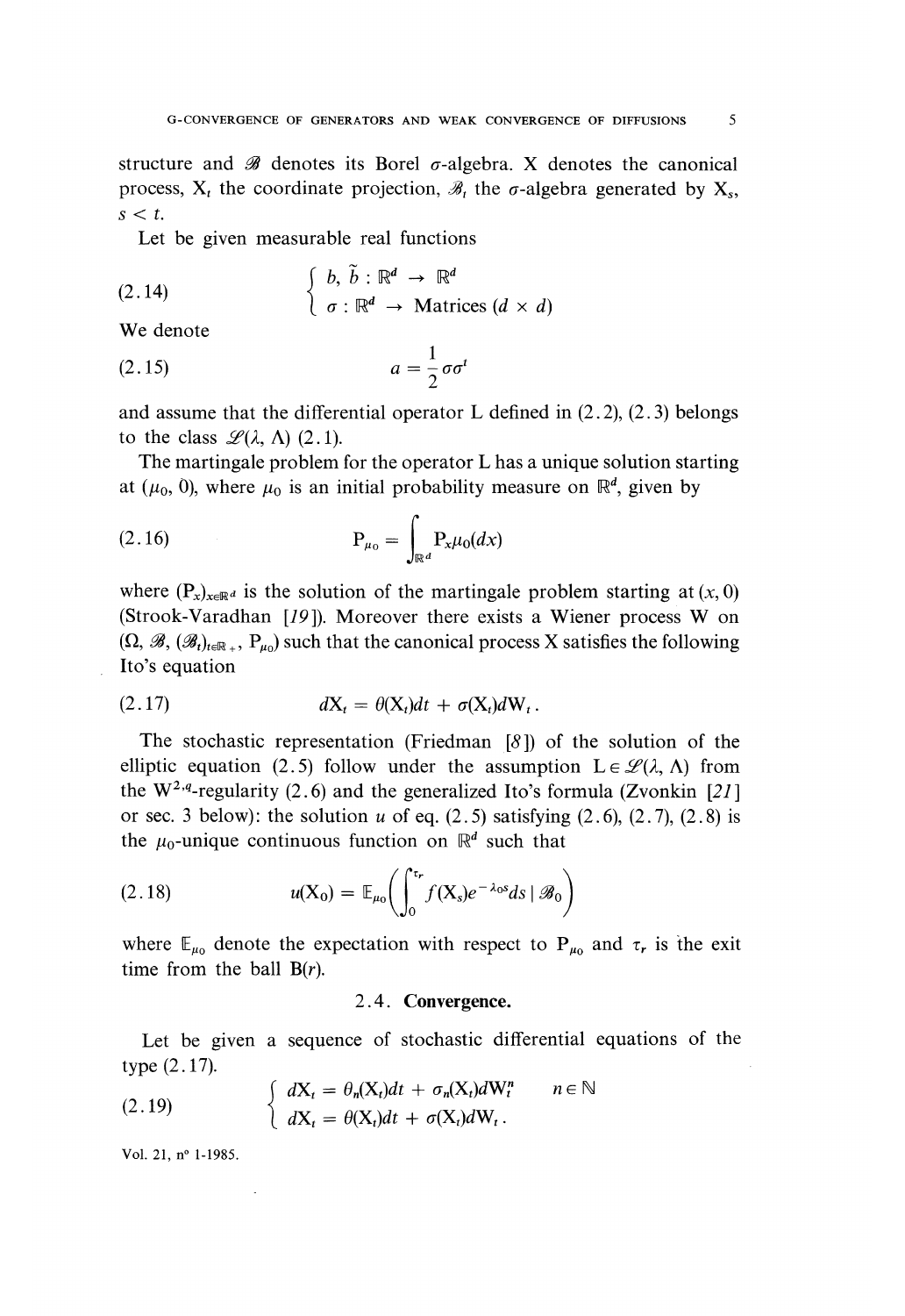structure and $\mathscr{B}$ denotes its Borel $\sigma$-algebra. X denotes the canonical process, $X_t$ the coordinate projection, $\mathscr{B}_t$ the $\sigma$-algebra generated by $X_s$, $s < t$.

Let be given measurable real functions

$$
\left\{
\begin{array}{l}
b, \tilde{b} : \mathbb{R}^d \to \mathbb{R}^d \\
\sigma : \mathbb{R}^d \to \text{Matrices } (d \times d)
\end{array}
\right. \tag{2.14}
$$

We denote

$$
a = \frac{1}{2}\sigma\sigma^t \tag{2.15}
$$

and assume that the differential operator L defined in (2.2), (2.3) belongs to the class $\mathscr{L}(\lambda, \Lambda)$ (2.1).

The martingale problem for the operator L has a unique solution starting at $(\mu_0, 0)$, where $\mu_0$ is an initial probability measure on $\mathbb{R}^d$, given by

$$
P_{\mu_0} = \int_{\mathbb{R}^d} P_x \mu_0(dx) \tag{2.16}
$$

where $(P_x)_{x \in \mathbb{R}^d}$ is the solution of the martingale problem starting at $(x, 0)$ (Strook-Varadhan [19]). Moreover there exists a Wiener process W on $(\Omega, \mathscr{B}, (\mathscr{B}_t)_{t \in \mathbb{R}_+}, P_{\mu_0})$ such that the canonical process X satisfies the following Ito's equation

$$
dX_t = \theta(X_t)dt + \sigma(X_t)dW_t . \tag{2.17}
$$

The stochastic representation (Friedman [8]) of the solution of the elliptic equation (2.5) follow under the assumption $L \in \mathscr{L}(\lambda, \Lambda)$ from the $W^{2,q}$-regularity (2.6) and the generalized Ito's formula (Zvonkin [21] or sec. 3 below): the solution $u$ of eq. (2.5) satisfying (2.6), (2.7), (2.8) is the $\mu_0$-unique continuous function on $\mathbb{R}^d$ such that

$$
u(X_0) = \mathbb{E}_{\mu_0}\left( \int_0^{\tau_r} f(X_s) e^{-\lambda_0 s} ds \mid \mathscr{B}_0 \right) \tag{2.18}
$$

where $\mathbb{E}_{\mu_0}$ denote the expectation with respect to $P_{\mu_0}$ and $\tau_r$ is the exit time from the ball $B(r)$.

## 2.4. Convergence.

Let be given a sequence of stochastic differential equations of the type (2.17).

$$
\left\{
\begin{array}{ll}
dX_t = \theta_n(X_t)dt + \sigma_n(X_t)dW_t^n & n \in \mathbb{N} \\
dX_t = \theta(X_t)dt + \sigma(X_t)dW_t . &
\end{array}
\right. \tag{2.19}
$$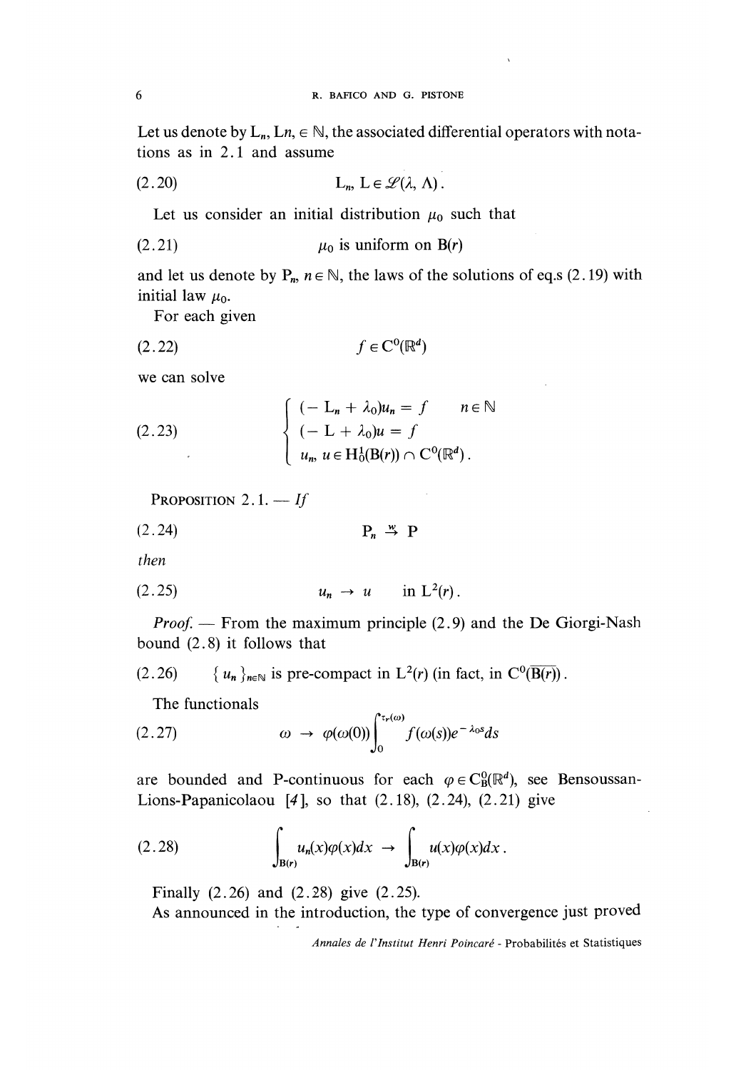Let us denote by $L_n$, $Ln$, $\in \mathbb{N}$, the associated differential operators with notations as in 2.1 and assume

$$L_n, L \in \mathscr{L}(\lambda, \Lambda). \tag{2.20}$$

Let us consider an initial distribution $\mu_0$ such that

$$\mu_0 \text{ is uniform on } B(r) \tag{2.21}$$

and let us denote by $P_n$, $n \in \mathbb{N}$, the laws of the solutions of eq.s (2.19) with initial law $\mu_0$.

For each given

$$f \in C^0(\mathbb{R}^d) \tag{2.22}$$

we can solve

$$\begin{cases} (-L_n + \lambda_0)u_n = f & n \in \mathbb{N} \\ (-L + \lambda_0)u = f \\ u_n, u \in H_0^1(B(r)) \cap C^0(\mathbb{R}^d). \end{cases} \tag{2.23}$$

PROPOSITION 2.1. — *If*

$$P_n \overset{w}{\to} P \tag{2.24}$$

*then*

$$u_n \to u \quad \text{in } L^2(r). \tag{2.25}$$

*Proof.* — From the maximum principle (2.9) and the De Giorgi-Nash bound (2.8) it follows that

$$\{u_n\}_{n\in\mathbb{N}} \text{ is pre-compact in } L^2(r) \text{ (in fact, in } C^0(\overline{B(r)})). \tag{2.26}$$

The functionals

$$\omega \to \varphi(\omega(0)) \int_0^{\tau_r(\omega)} f(\omega(s))e^{-\lambda_0 s}ds \tag{2.27}$$

are bounded and P-continuous for each $\varphi \in C_B^0(\mathbb{R}^d)$, see Bensoussan-Lions-Papanicolaou [4], so that (2.18), (2.24), (2.21) give

$$\int_{B(r)} u_n(x)\varphi(x)dx \to \int_{B(r)} u(x)\varphi(x)dx. \tag{2.28}$$

Finally (2.26) and (2.28) give (2.25).

As announced in the introduction, the type of convergence just proved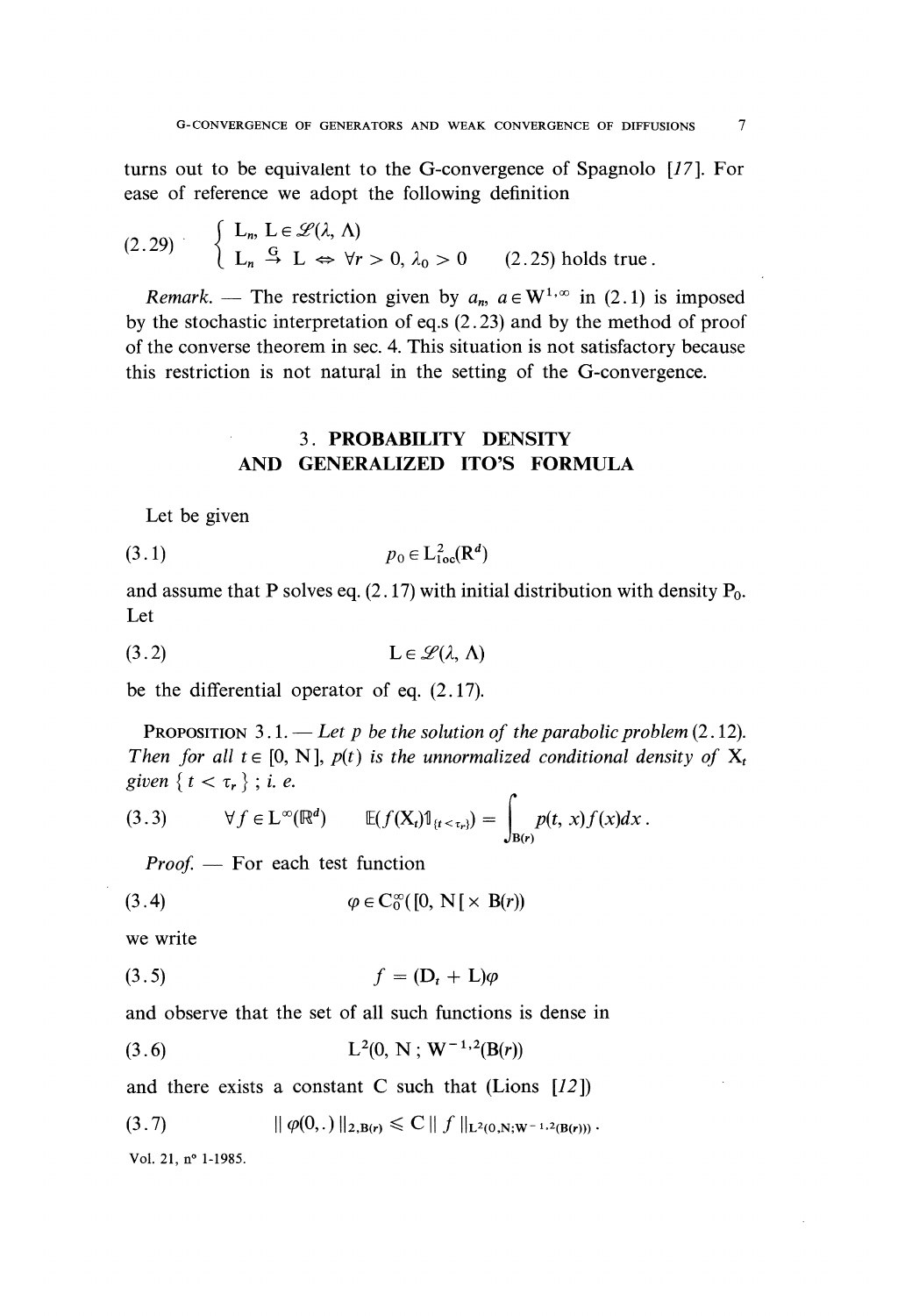turns out to be equivalent to the G-convergence of Spagnolo [17]. For ease of reference we adopt the following definition

$$(2.29) \quad \begin{cases} L_n,\ L \in \mathscr{L}(\lambda, \Lambda) \\ L_n \overset{G}{\to} L \Leftrightarrow \forall r > 0,\ \lambda_0 > 0 \qquad (2.25) \text{ holds true}. \end{cases}$$

*Remark.* — The restriction given by $a_n$, $a \in W^{1,\infty}$ in (2.1) is imposed by the stochastic interpretation of eq.s (2.23) and by the method of proof of the converse theorem in sec. 4. This situation is not satisfactory because this restriction is not natural in the setting of the G-convergence.

## 3. PROBABILITY DENSITY AND GENERALIZED ITO'S FORMULA

Let be given

$$(3.1) \qquad p_0 \in L^2_{loc}(\mathbb{R}^d)$$

and assume that P solves eq. (2.17) with initial distribution with density $P_0$. Let

$$(3.2) \qquad L \in \mathscr{L}(\lambda, \Lambda)$$

be the differential operator of eq. (2.17).

PROPOSITION 3.1. — *Let p be the solution of the parabolic problem* (2.12). *Then for all* $t \in [0, N]$, $p(t)$ *is the unnormalized conditional density of* $X_t$ *given* $\{ t < \tau_r \}$ ; *i. e.*

$$(3.3) \qquad \forall f \in L^\infty(\mathbb{R}^d) \qquad \mathbb{E}(f(X_t)\mathbb{1}_{\{t < \tau_r\}}) = \int_{B(r)} p(t, x) f(x) dx .$$

*Proof.* — For each test function

$$(3.4) \qquad \varphi \in C_0^\infty([0, N[ \times B(r))$$

we write

$$(3.5) \qquad f = (D_t + L)\varphi$$

and observe that the set of all such functions is dense in

$$(3.6) \qquad L^2(0, N ; W^{-1,2}(B(r))$$

and there exists a constant C such that (Lions [12])

$$(3.7) \qquad \| \varphi(0, .) \|_{2,B(r)} \leqslant C \| f \|_{L^2(0,N;W^{-1,2}(B(r)))} .$$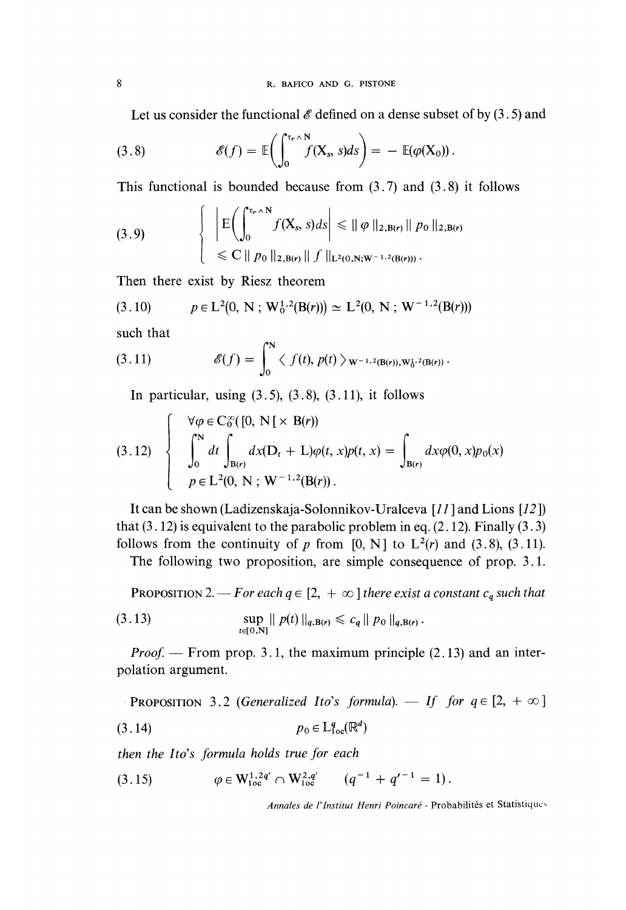Let us consider the functional $\mathcal{E}$ defined on a dense subset of by (3.5) and

$$\mathcal{E}(f) = \mathbb{E}\left(\int_0^{\tau_r \wedge N} f(X_s, s)ds\right) = -\mathbb{E}(\varphi(X_0)). \tag{3.8}$$

This functional is bounded because from (3.7) and (3.8) it follows

$$\begin{cases} \left|\mathbb{E}\left(\int_0^{\tau_r \wedge N} f(X_s, s)ds\right| \leqslant \|\varphi\|_{2,B(r)} \|p_0\|_{2,B(r)} \\ \leqslant C \|p_0\|_{2,B(r)} \|f\|_{L^2(0,N;W^{-1,2}(B(r)))}. \end{cases} \tag{3.9}$$

Then there exist by Riesz theorem

$$p \in L^2(0, N ; W_0^{1,2}(B(r))) \simeq L^2(0, N ; W^{-1,2}(B(r))) \tag{3.10}$$

such that

$$\mathcal{E}(f) = \int_0^N \langle f(t), p(t) \rangle_{W^{-1,2}(B(r)), W_0^{1,2}(B(r))}. \tag{3.11}$$

In particular, using (3.5), (3.8), (3.11), it follows

$$\begin{cases} \forall \varphi \in C_0^\infty([0, N[ \times B(r)) \\ \int_0^N dt \int_{B(r)} dx (D_t + L)\varphi(t, x) p(t, x) = \int_{B(r)} dx \varphi(0, x) p_0(x) \\ p \in L^2(0, N ; W^{-1,2}(B(r))). \end{cases} \tag{3.12}$$

It can be shown (Ladizenskaja-Solonnikov-Uralceva [11] and Lions [12]) that (3.12) is equivalent to the parabolic problem in eq. (2.12). Finally (3.3) follows from the continuity of $p$ from $[0, N]$ to $L^2(r)$ and (3.8), (3.11).

The following two proposition, are simple consequence of prop. 3.1.

PROPOSITION 2. — *For each $q \in [2, +\infty]$ there exist a constant $c_q$ such that*

$$\sup_{t \in [0,N]} \|p(t)\|_{q,B(r)} \leqslant c_q \|p_0\|_{q,B(r)}. \tag{3.13}$$

*Proof.* — From prop. 3.1, the maximum principle (2.13) and an interpolation argument.

PROPOSITION 3.2 (*Generalized Ito's formula*). — *If for $q \in [2, +\infty]$*

$$p_0 \in L^q_{loc}(\mathbb{R}^d) \tag{3.14}$$

*then the Ito's formula holds true for each*

$$\varphi \in W^{1,2q'}_{loc} \cap W^{2,q'}_{loc} \quad (q^{-1} + q'^{-1} = 1). \tag{3.15}$$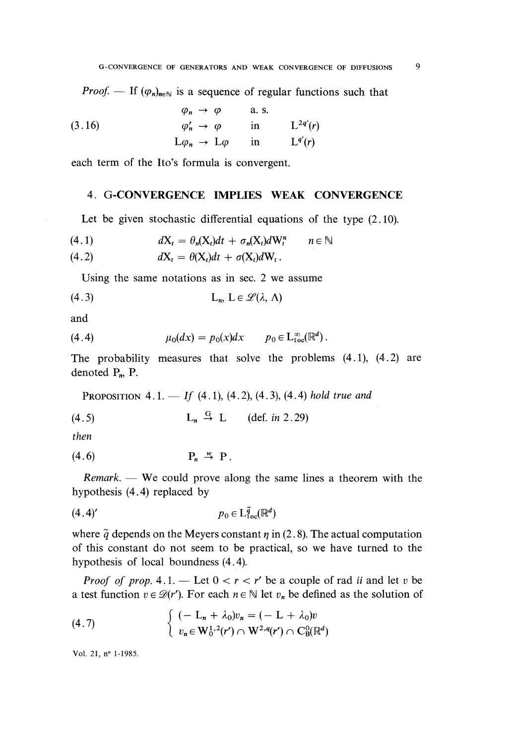*Proof.* — If $(\varphi_n)_{n\in\mathbb{N}}$ is a sequence of regular functions such that

$$
\begin{aligned}
\varphi_n &\to \varphi && \text{a. s.} \\
\varphi'_n &\to \varphi && \text{in} \quad L^{2q'}(r) \qquad (3.16)\\
L\varphi_n &\to L\varphi && \text{in} \quad L^{q'}(r)
\end{aligned}
$$

each term of the Ito's formula is convergent.

## 4. G-CONVERGENCE IMPLIES WEAK CONVERGENCE

Let be given stochastic differential equations of the type (2.10).

$$
dX_t = \theta_n(X_t)dt + \sigma_n(X_t)dW_t^n \qquad n \in \mathbb{N} \tag{4.1}
$$

$$
dX_t = \theta(X_t)dt + \sigma(X_t)dW_t. \tag{4.2}
$$

Using the same notations as in sec. 2 we assume

$$
L_n,\ L \in \mathscr{L}(\lambda, \Lambda) \tag{4.3}
$$

and

$$
\mu_0(dx) = p_0(x)dx \qquad p_0 \in L^\infty_{\text{loc}}(\mathbb{R}^d). \tag{4.4}
$$

The probability measures that solve the problems (4.1), (4.2) are denoted $P_n$, $P$.

PROPOSITION 4.1. — *If* (4.1), (4.2), (4.3), (4.4) *hold true and*

$$
L_n \overset{G}{\to} L \qquad (\text{def. } in \ 2.29) \tag{4.5}
$$

*then*

$$
P_n \overset{w}{\to} P. \tag{4.6}
$$

*Remark.* — We could prove along the same lines a theorem with the hypothesis (4.4) replaced by

$$
p_0 \in L^{\tilde{q}}_{\text{loc}}(\mathbb{R}^d) \tag{4.4$'$}
$$

where $\tilde{q}$ depends on the Meyers constant $\eta$ in (2.8). The actual computation of this constant do not seem to be practical, so we have turned to the hypothesis of local boundness (4.4).

*Proof of prop.* 4.1. — Let $0 < r < r'$ be a couple of rad ii and let $v$ be a test function $v \in \mathscr{D}(r')$. For each $n \in \mathbb{N}$ let $v_n$ be defined as the solution of

$$
\left\{
\begin{aligned}
&(-L_n + \lambda_0)v_n = (-L + \lambda_0)v \\
&v_n \in W_0^{1,2}(r') \cap W^{2,q}(r') \cap C^0_B(\mathbb{R}^d)
\end{aligned}
\right. \tag{4.7}
$$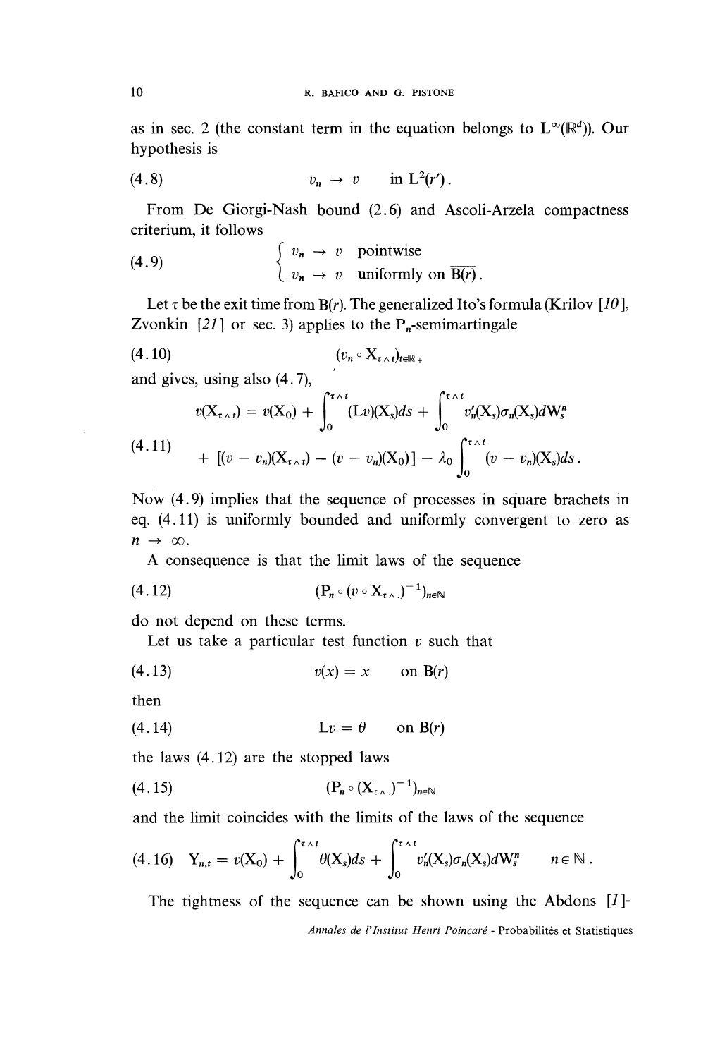as in sec. 2 (the constant term in the equation belongs to $L^\infty(\mathbb{R}^d)$). Our hypothesis is

$$v_n \to v \quad \text{in } L^2(r'). \tag{4.8}$$

From De Giorgi-Nash bound (2.6) and Ascoli-Arzela compactness criterium, it follows

$$\begin{cases} v_n \to v & \text{pointwise} \\ v_n \to v & \text{uniformly on } \overline{B(r)}. \end{cases} \tag{4.9}$$

Let $\tau$ be the exit time from $B(r)$. The generalized Ito's formula (Krilov [10], Zvonkin [21] or sec. 3) applies to the $P_n$-semimartingale

$$(v_n \circ X_{\tau \wedge t})_{t \in \mathbb{R}_+} \tag{4.10}$$

and gives, using also (4.7),

$$\begin{aligned} v(X_{\tau \wedge t}) = v(X_0) + \int_0^{\tau \wedge t} (Lv)(X_s) ds + \int_0^{\tau \wedge t} v_n'(X_s) \sigma_n(X_s) dW_s^n \\ + [(v - v_n)(X_{\tau \wedge t}) - (v - v_n)(X_0)] - \lambda_0 \int_0^{\tau \wedge t} (v - v_n)(X_s) ds. \end{aligned} \tag{4.11}$$

Now (4.9) implies that the sequence of processes in square brachets in eq. (4.11) is uniformly bounded and uniformly convergent to zero as $n \to \infty$.

A consequence is that the limit laws of the sequence

$$(P_n \circ (v \circ X_{\tau \wedge \cdot})^{-1})_{n \in \mathbb{N}} \tag{4.12}$$

do not depend on these terms.

Let us take a particular test function $v$ such that

$$v(x) = x \quad \text{on } B(r) \tag{4.13}$$

then

$$Lv = \theta \quad \text{on } B(r) \tag{4.14}$$

the laws (4.12) are the stopped laws

$$(P_n \circ (X_{\tau \wedge \cdot})^{-1})_{n \in \mathbb{N}} \tag{4.15}$$

and the limit coincides with the limits of the laws of the sequence

$$Y_{n,t} = v(X_0) + \int_0^{\tau \wedge t} \theta(X_s) ds + \int_0^{\tau \wedge t} v_n'(X_s) \sigma_n(X_s) dW_s^n \qquad n \in \mathbb{N}. \tag{4.16}$$

The tightness of the sequence can be shown using the Abdons [1]-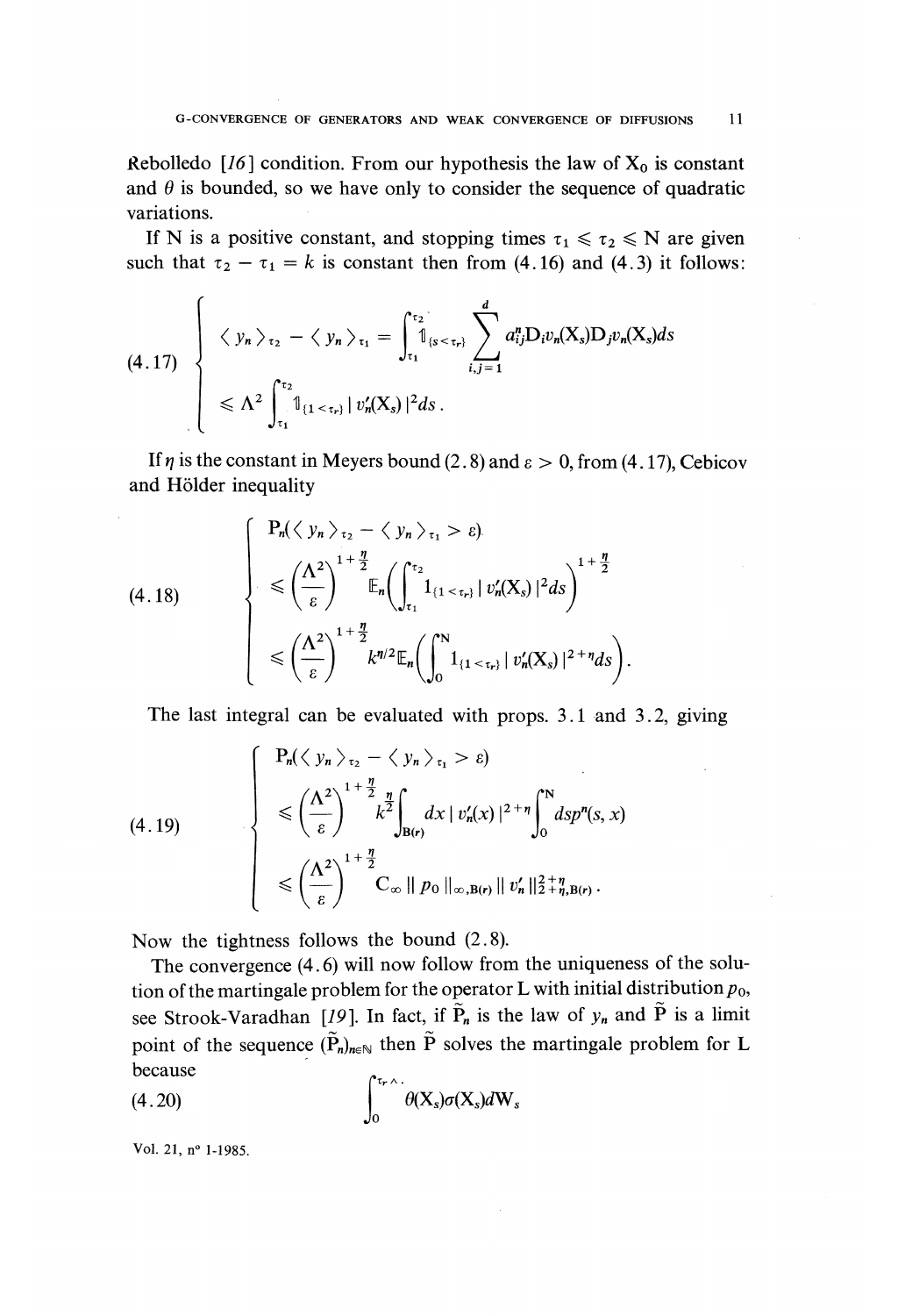Rebolledo [16] condition. From our hypothesis the law of $X_0$ is constant and $\theta$ is bounded, so we have only to consider the sequence of quadratic variations.

If N is a positive constant, and stopping times $\tau_1 \leqslant \tau_2 \leqslant N$ are given such that $\tau_2 - \tau_1 = k$ is constant then from (4.16) and (4.3) it follows:

$$
(4.17) \quad \left\{
\begin{aligned}
&\langle y_n \rangle_{\tau_2} - \langle y_n \rangle_{\tau_1} = \int_{\tau_1}^{\tau_2} \mathbb{1}_{\{s < \tau_r\}} \sum_{i,j=1}^{d} a_{ij}^n D_i v_n(X_s) D_j v_n(X_s) ds \\
&\leqslant \Lambda^2 \int_{\tau_1}^{\tau_2} \mathbb{1}_{\{1 < \tau_r\}} | v_n'(X_s) |^2 ds .
\end{aligned}
\right.
$$

If $\eta$ is the constant in Meyers bound (2.8) and $\varepsilon > 0$, from (4.17), Cebicov and Hölder inequality

$$
(4.18) \quad \left\{
\begin{aligned}
&P_n(\langle y_n \rangle_{\tau_2} - \langle y_n \rangle_{\tau_1} > \varepsilon) \\
&\leqslant \left(\frac{\Lambda^2}{\varepsilon}\right)^{1+\frac{\eta}{2}} \mathbb{E}_n\left(\int_{\tau_1}^{\tau_2} 1_{\{1 < \tau_r\}} | v_n'(X_s) |^2 ds\right)^{1+\frac{\eta}{2}} \\
&\leqslant \left(\frac{\Lambda^2}{\varepsilon}\right)^{1+\frac{\eta}{2}} k^{\eta/2} \mathbb{E}_n\left(\int_0^N 1_{\{1 < \tau_r\}} | v_n'(X_s) |^{2+\eta} ds\right).
\end{aligned}
\right.
$$

The last integral can be evaluated with props. 3.1 and 3.2, giving

$$
(4.19) \quad \left\{
\begin{aligned}
&P_n(\langle y_n \rangle_{\tau_2} - \langle y_n \rangle_{\tau_1} > \varepsilon) \\
&\leqslant \left(\frac{\Lambda^2}{\varepsilon}\right)^{1+\frac{\eta}{2}} k^{\frac{\eta}{2}} \int_{B(r)} dx \, | v_n'(x) |^{2+\eta} \int_0^N ds p^n(s, x) \\
&\leqslant \left(\frac{\Lambda^2}{\varepsilon}\right)^{1+\frac{\eta}{2}} C_\infty \, \| p_0 \|_{\infty, B(r)} \, \| v_n' \|_{2+\eta, B(r)}^{2+\eta} .
\end{aligned}
\right.
$$

Now the tightness follows the bound (2.8).

The convergence (4.6) will now follow from the uniqueness of the solution of the martingale problem for the operator L with initial distribution $p_0$, see Strook-Varadhan [19]. In fact, if $\tilde{P}_n$ is the law of $y_n$ and $\tilde{P}$ is a limit point of the sequence $(\tilde{P}_n)_{n \in \mathbb{N}}$ then $\tilde{P}$ solves the martingale problem for L because

$$
(4.20) \qquad \int_0^{\tau_r \wedge \cdot} \theta(X_s) \sigma(X_s) dW_s
$$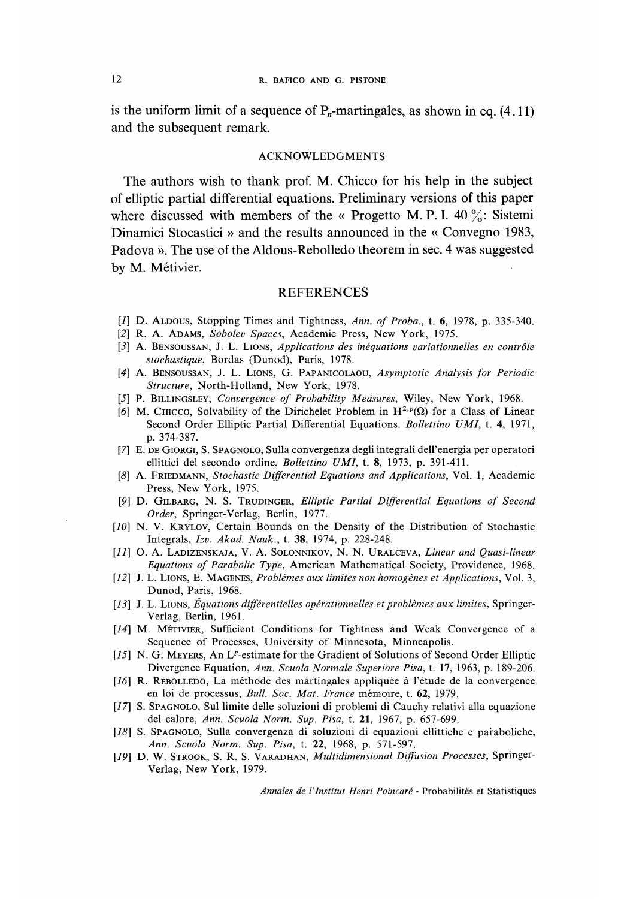is the uniform limit of a sequence of $P_n$-martingales, as shown in eq. (4.11) and the subsequent remark.

## ACKNOWLEDGMENTS

The authors wish to thank prof. M. Chicco for his help in the subject of elliptic partial differential equations. Preliminary versions of this paper where discussed with members of the « Progetto M. P. I. 40 %: Sistemi Dinamici Stocastici » and the results announced in the « Convegno 1983, Padova ». The use of the Aldous-Rebolledo theorem in sec. 4 was suggested by M. Métivier.

## REFERENCES

[1] D. Aldous, Stopping Times and Tightness, *Ann. of Proba.*, t. **6**, 1978, p. 335-340.

[2] R. A. Adams, *Sobolev Spaces*, Academic Press, New York, 1975.

[3] A. Bensoussan, J. L. Lions, *Applications des inéquations variationnelles en contrôle stochastique*, Bordas (Dunod), Paris, 1978.

[4] A. Bensoussan, J. L. Lions, G. Papanicolaou, *Asymptotic Analysis for Periodic Structure*, North-Holland, New York, 1978.

[5] P. Billingsley, *Convergence of Probability Measures*, Wiley, New York, 1968.

[6] M. Chicco, Solvability of the Dirichelet Problem in $H^{2,p}(\Omega)$ for a Class of Linear Second Order Elliptic Partial Differential Equations. *Bollettino UMI*, t. **4**, 1971, p. 374-387.

[7] E. de Giorgi, S. Spagnolo, Sulla convergenza degli integrali dell'energia per operatori ellittici del secondo ordine, *Bollettino UMI*, t. **8**, 1973, p. 391-411.

[8] A. Friedmann, *Stochastic Differential Equations and Applications*, Vol. 1, Academic Press, New York, 1975.

[9] D. Gilbarg, N. S. Trudinger, *Elliptic Partial Differential Equations of Second Order*, Springer-Verlag, Berlin, 1977.

[10] N. V. Krylov, Certain Bounds on the Density of the Distribution of Stochastic Integrals, *Izv. Akad. Nauk.*, t. **38**, 1974, p. 228-248.

[11] O. A. Ladizenskaja, V. A. Solonnikov, N. N. Uralceva, *Linear and Quasi-linear Equations of Parabolic Type*, American Mathematical Society, Providence, 1968.

[12] J. L. Lions, E. Magenes, *Problèmes aux limites non homogènes et Applications*, Vol. 3, Dunod, Paris, 1968.

[13] J. L. Lions, *Équations différentielles opérationnelles et problèmes aux limites*, Springer-Verlag, Berlin, 1961.

[14] M. Métivier, Sufficient Conditions for Tightness and Weak Convergence of a Sequence of Processes, University of Minnesota, Minneapolis.

[15] N. G. Meyers, An $L^p$-estimate for the Gradient of Solutions of Second Order Elliptic Divergence Equation, *Ann. Scuola Normale Superiore Pisa*, t. **17**, 1963, p. 189-206.

[16] R. Rebolledo, La méthode des martingales appliquée à l'étude de la convergence en loi de processus, *Bull. Soc. Mat. France* mémoire, t. **62**, 1979.

[17] S. Spagnolo, Sul limite delle soluzioni di problemi di Cauchy relativi alla equazione del calore, *Ann. Scuola Norm. Sup. Pisa*, t. **21**, 1967, p. 657-699.

[18] S. Spagnolo, Sulla convergenza di soluzioni di equazioni ellittiche e paraboliche, *Ann. Scuola Norm. Sup. Pisa*, t. **22**, 1968, p. 571-597.

[19] D. W. Strook, S. R. S. Varadhan, *Multidimensional Diffusion Processes*, Springer-Verlag, New York, 1979.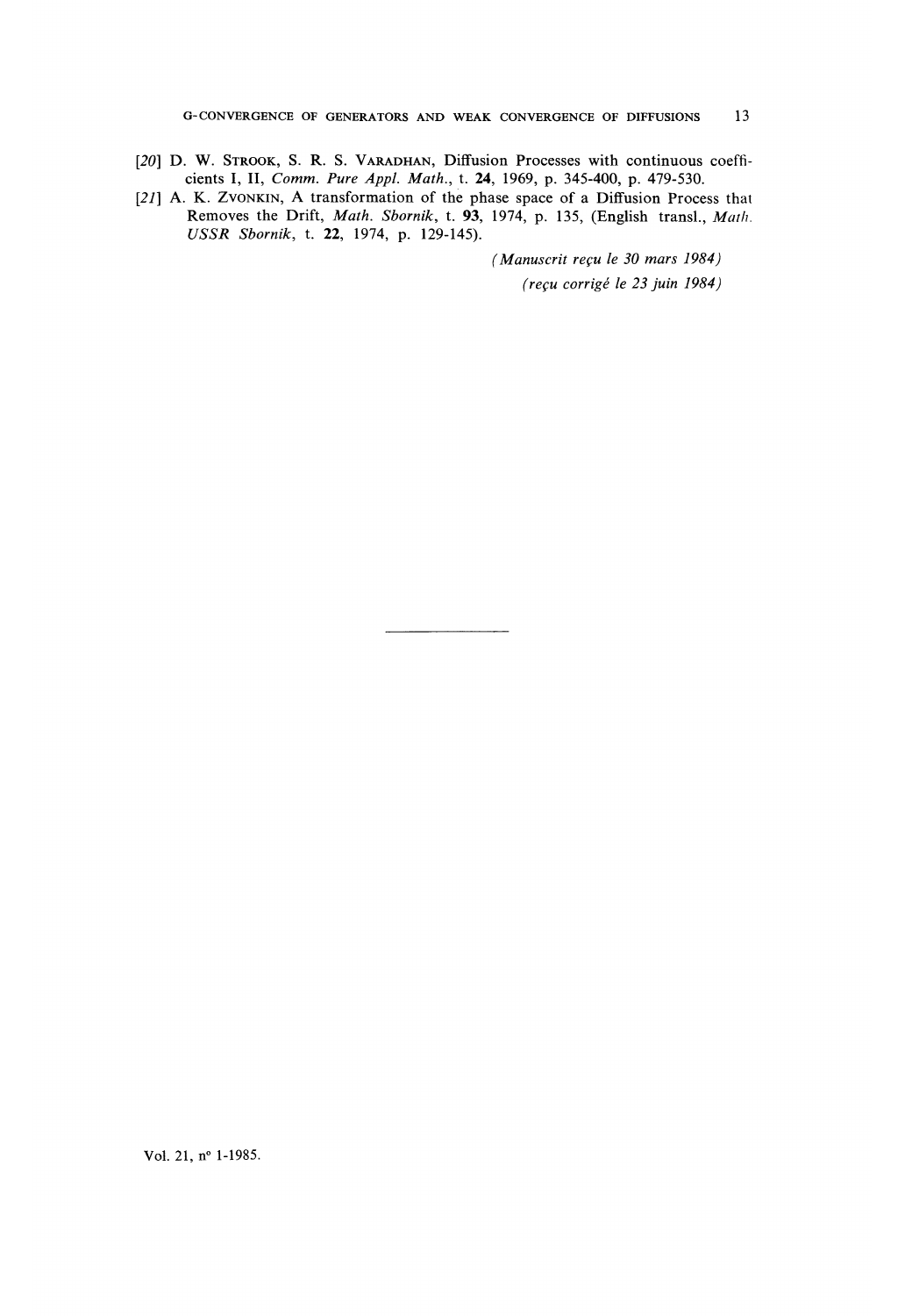[20] D. W. Strook, S. R. S. Varadhan, Diffusion Processes with continuous coefficients I, II, *Comm. Pure Appl. Math.*, t. **24**, 1969, p. 345-400, p. 479-530.

[21] A. K. Zvonkin, A transformation of the phase space of a Diffusion Process that Removes the Drift, *Math. Sbornik*, t. **93**, 1974, p. 135, (English transl., *Math. USSR Sbornik*, t. **22**, 1974, p. 129-145).

*(Manuscrit reçu le 30 mars 1984)*

*(reçu corrigé le 23 juin 1984)*